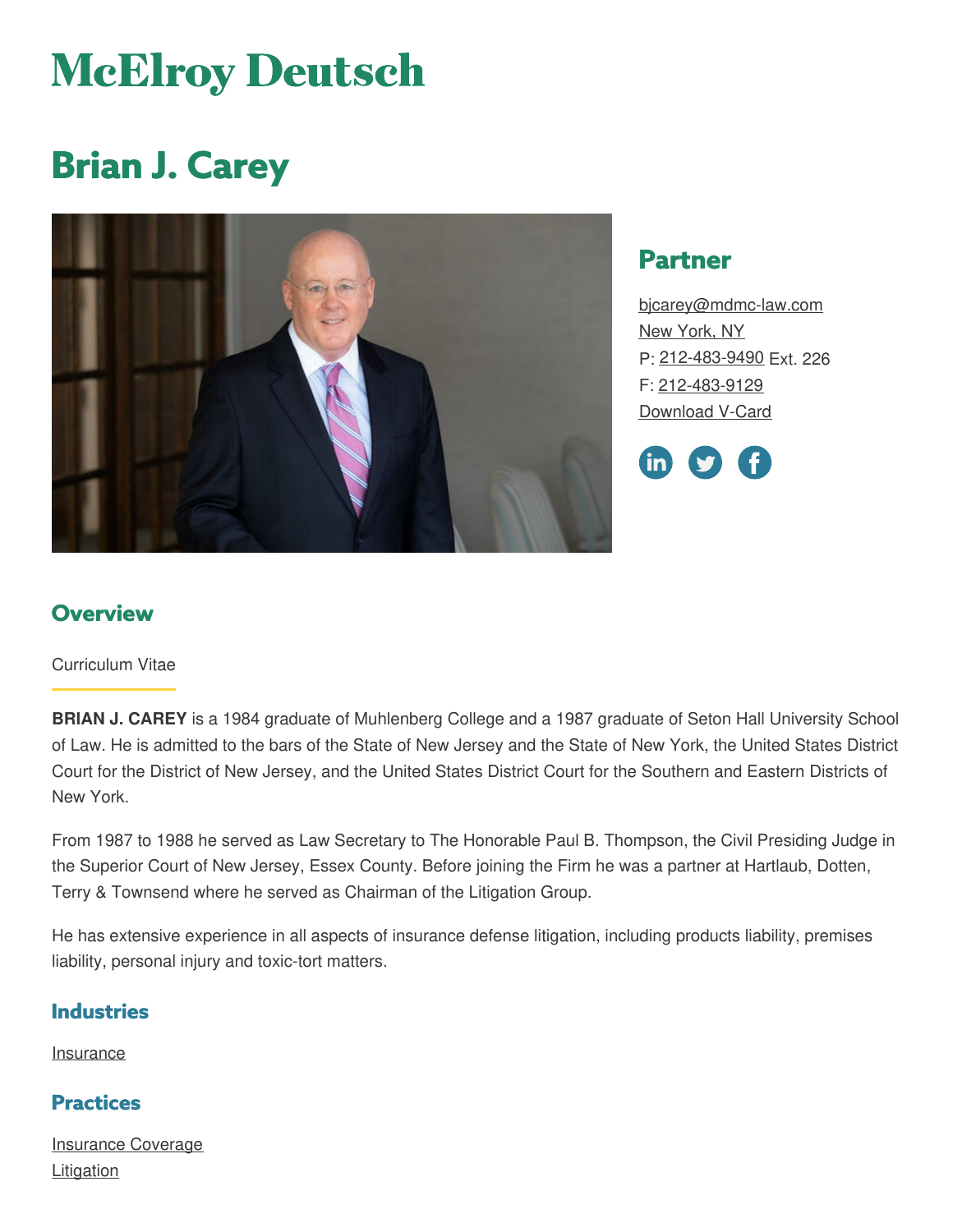# McElroy Deutsch

# Brian J. Carey

## Partner

bjcarey@mdmc-law.com
New York, NY
P: 212-483-9490 Ext. 226
F: 212-483-9129
Download V-Card

## Overview

Curriculum Vitae

**BRIAN J. CAREY** is a 1984 graduate of Muhlenberg College and a 1987 graduate of Seton Hall University School of Law. He is admitted to the bars of the State of New Jersey and the State of New York, the United States District Court for the District of New Jersey, and the United States District Court for the Southern and Eastern Districts of New York.

From 1987 to 1988 he served as Law Secretary to The Honorable Paul B. Thompson, the Civil Presiding Judge in the Superior Court of New Jersey, Essex County. Before joining the Firm he was a partner at Hartlaub, Dotten, Terry & Townsend where he served as Chairman of the Litigation Group.

He has extensive experience in all aspects of insurance defense litigation, including products liability, premises liability, personal injury and toxic-tort matters.

### Industries

Insurance

### Practices

Insurance Coverage
Litigation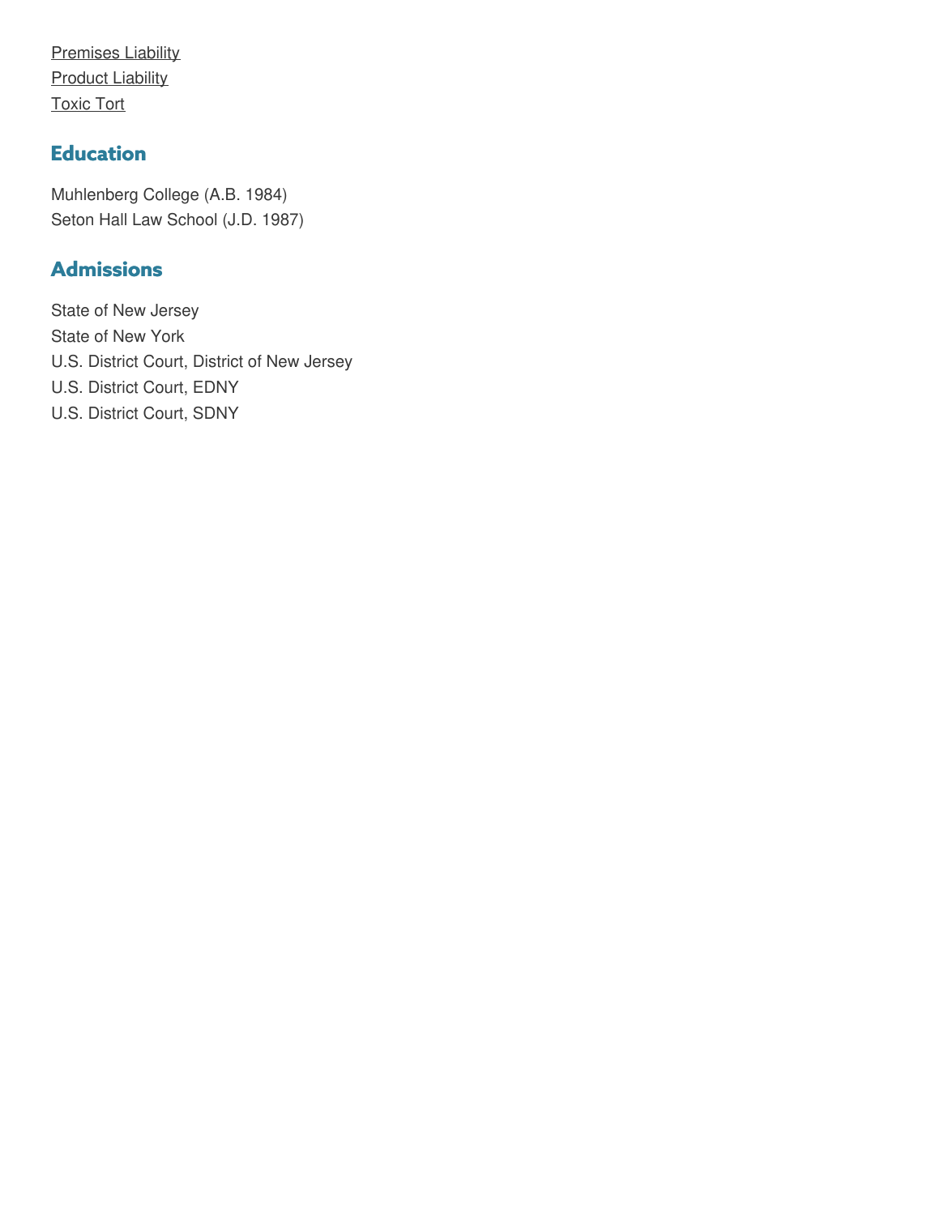Premises Liability
Product Liability
Toxic Tort

## Education

Muhlenberg College (A.B. 1984)
Seton Hall Law School (J.D. 1987)

## Admissions

State of New Jersey
State of New York
U.S. District Court, District of New Jersey
U.S. District Court, EDNY
U.S. District Court, SDNY